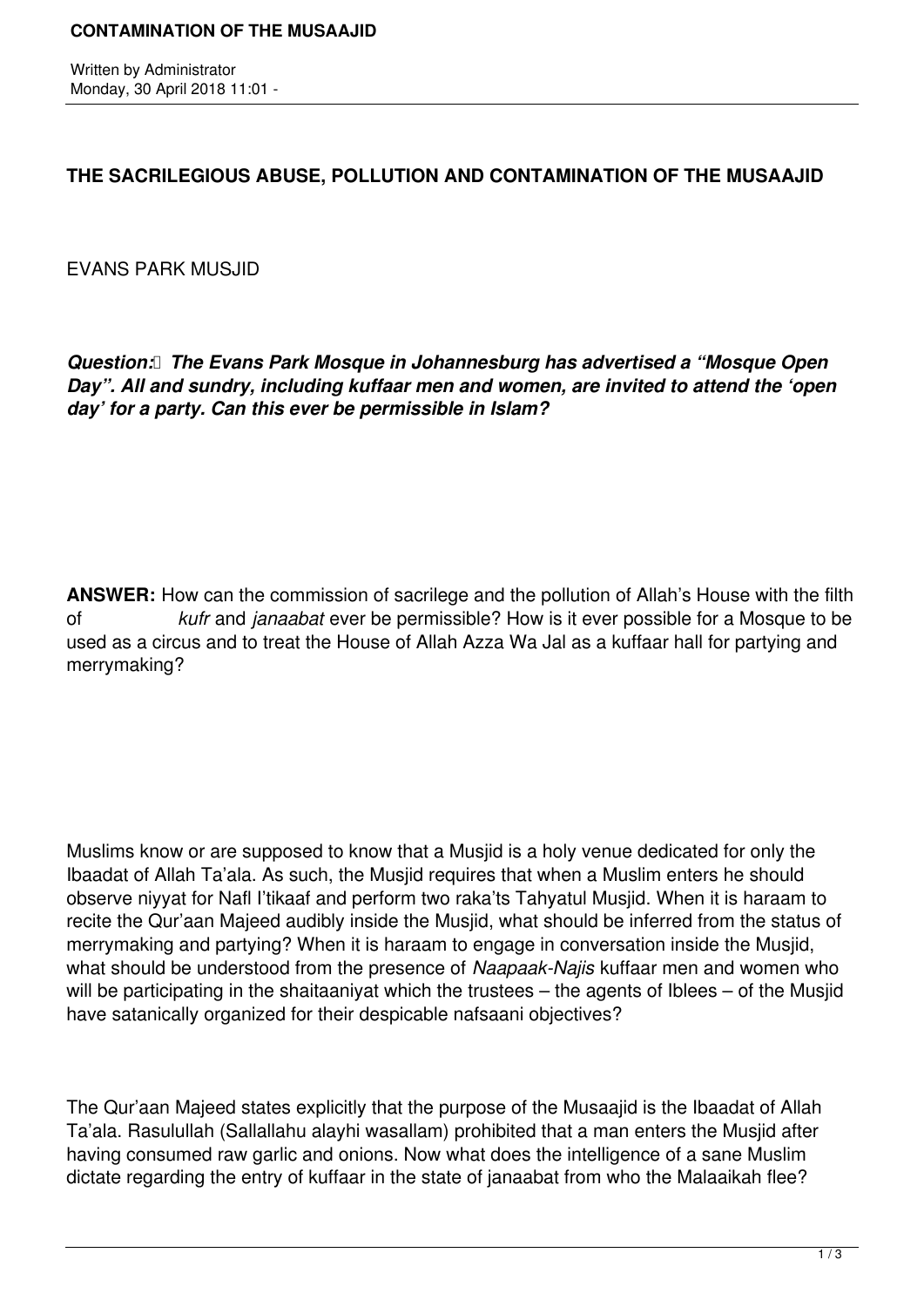# THE SACRILEGIOUS ABUSE, POLLUTION AND CONTAMINATION OF THE MUSAAJID

EVANS PARK MUSJID

***Question: The Evans Park Mosque in Johannesburg has advertised a "Mosque Open Day". All and sundry, including kuffaar men and women, are invited to attend the 'open day' for a party. Can this ever be permissible in Islam?***

**ANSWER:** How can the commission of sacrilege and the pollution of Allah's House with the filth of *kufr* and *janaabat* ever be permissible? How is it ever possible for a Mosque to be used as a circus and to treat the House of Allah Azza Wa Jal as a kuffaar hall for partying and merrymaking?

Muslims know or are supposed to know that a Musjid is a holy venue dedicated for only the Ibaadat of Allah Ta'ala. As such, the Musjid requires that when a Muslim enters he should observe niyyat for Nafl I'tikaaf and perform two raka'ts Tahyatul Musjid. When it is haraam to recite the Qur'aan Majeed audibly inside the Musjid, what should be inferred from the status of merrymaking and partying? When it is haraam to engage in conversation inside the Musjid, what should be understood from the presence of *Naapaak-Najis* kuffaar men and women who will be participating in the shaitaaniyat which the trustees – the agents of Iblees – of the Musjid have satanically organized for their despicable nafsaani objectives?

The Qur'aan Majeed states explicitly that the purpose of the Musaajid is the Ibaadat of Allah Ta'ala. Rasulullah (Sallallahu alayhi wasallam) prohibited that a man enters the Musjid after having consumed raw garlic and onions. Now what does the intelligence of a sane Muslim dictate regarding the entry of kuffaar in the state of janaabat from who the Malaaikah flee?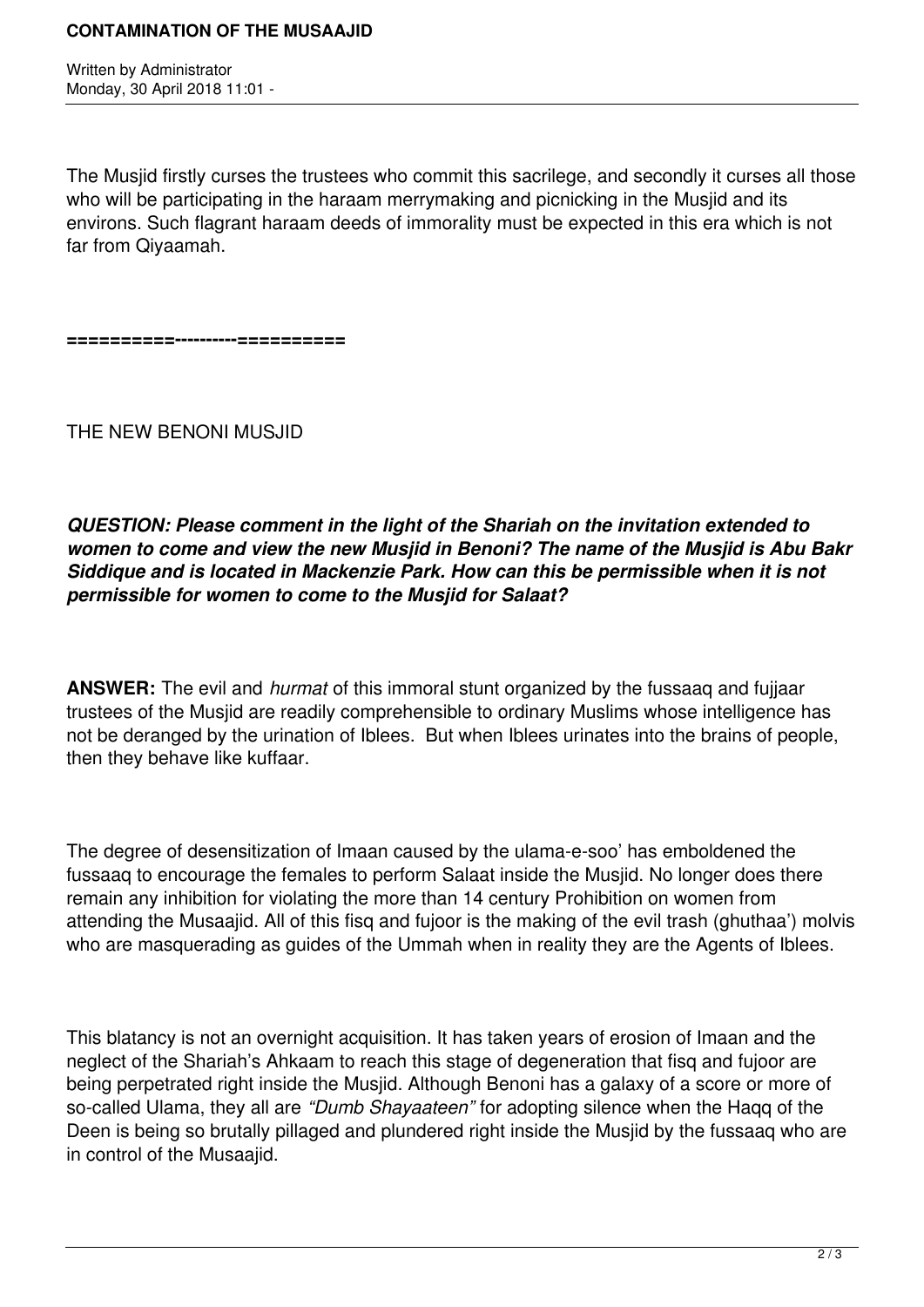The Musjid firstly curses the trustees who commit this sacrilege, and secondly it curses all those who will be participating in the haraam merrymaking and picnicking in the Musjid and its environs. Such flagrant haraam deeds of immorality must be expected in this era which is not far from Qiyaamah.

**==========----------==========**

THE NEW BENONI MUSJID

***QUESTION: Please comment in the light of the Shariah on the invitation extended to women to come and view the new Musjid in Benoni? The name of the Musjid is Abu Bakr Siddique and is located in Mackenzie Park. How can this be permissible when it is not permissible for women to come to the Musjid for Salaat?***

**ANSWER:** The evil and *hurmat* of this immoral stunt organized by the fussaaq and fujjaar trustees of the Musjid are readily comprehensible to ordinary Muslims whose intelligence has not be deranged by the urination of Iblees. But when Iblees urinates into the brains of people, then they behave like kuffaar.

The degree of desensitization of Imaan caused by the ulama-e-soo' has emboldened the fussaaq to encourage the females to perform Salaat inside the Musjid. No longer does there remain any inhibition for violating the more than 14 century Prohibition on women from attending the Musaajid. All of this fisq and fujoor is the making of the evil trash (ghuthaa') molvis who are masquerading as guides of the Ummah when in reality they are the Agents of Iblees.

This blatancy is not an overnight acquisition. It has taken years of erosion of Imaan and the neglect of the Shariah's Ahkaam to reach this stage of degeneration that fisq and fujoor are being perpetrated right inside the Musjid. Although Benoni has a galaxy of a score or more of so-called Ulama, they all are *"Dumb Shayaateen"* for adopting silence when the Haqq of the Deen is being so brutally pillaged and plundered right inside the Musjid by the fussaaq who are in control of the Musaajid.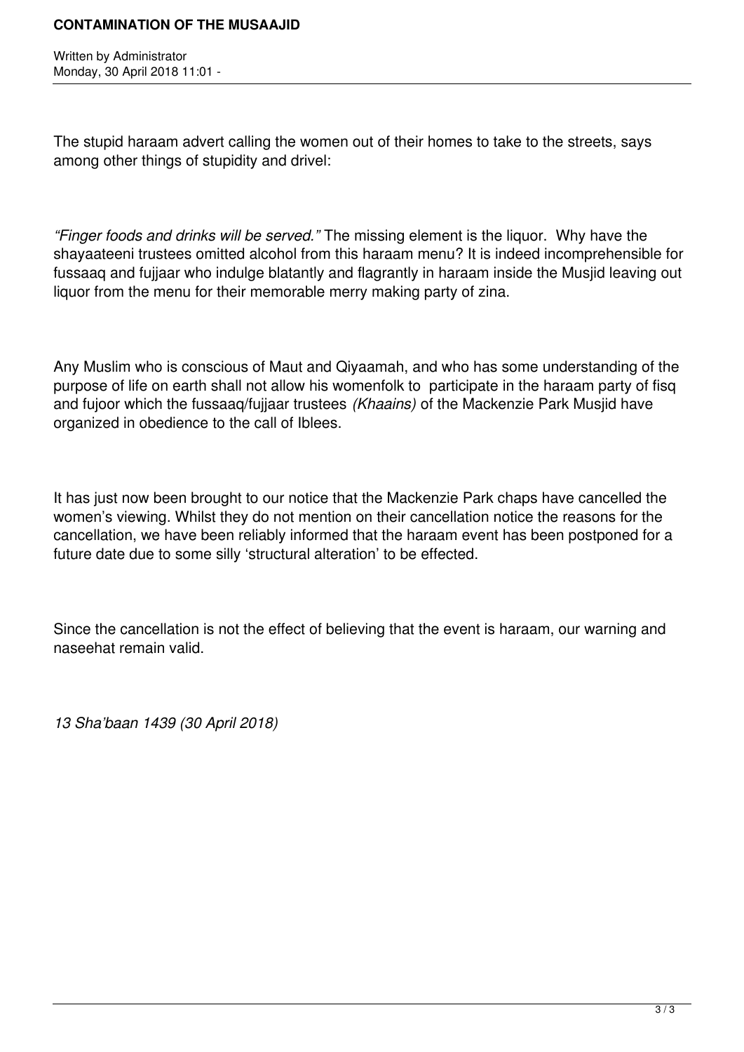The stupid haraam advert calling the women out of their homes to take to the streets, says among other things of stupidity and drivel:

*"Finger foods and drinks will be served."* The missing element is the liquor. Why have the shayaateeni trustees omitted alcohol from this haraam menu? It is indeed incomprehensible for fussaaq and fujjaar who indulge blatantly and flagrantly in haraam inside the Musjid leaving out liquor from the menu for their memorable merry making party of zina.

Any Muslim who is conscious of Maut and Qiyaamah, and who has some understanding of the purpose of life on earth shall not allow his womenfolk to participate in the haraam party of fisq and fujoor which the fussaaq/fujjaar trustees *(Khaains)* of the Mackenzie Park Musjid have organized in obedience to the call of Iblees.

It has just now been brought to our notice that the Mackenzie Park chaps have cancelled the women's viewing. Whilst they do not mention on their cancellation notice the reasons for the cancellation, we have been reliably informed that the haraam event has been postponed for a future date due to some silly 'structural alteration' to be effected.

Since the cancellation is not the effect of believing that the event is haraam, our warning and naseehat remain valid.

*13 Sha'baan 1439 (30 April 2018)*